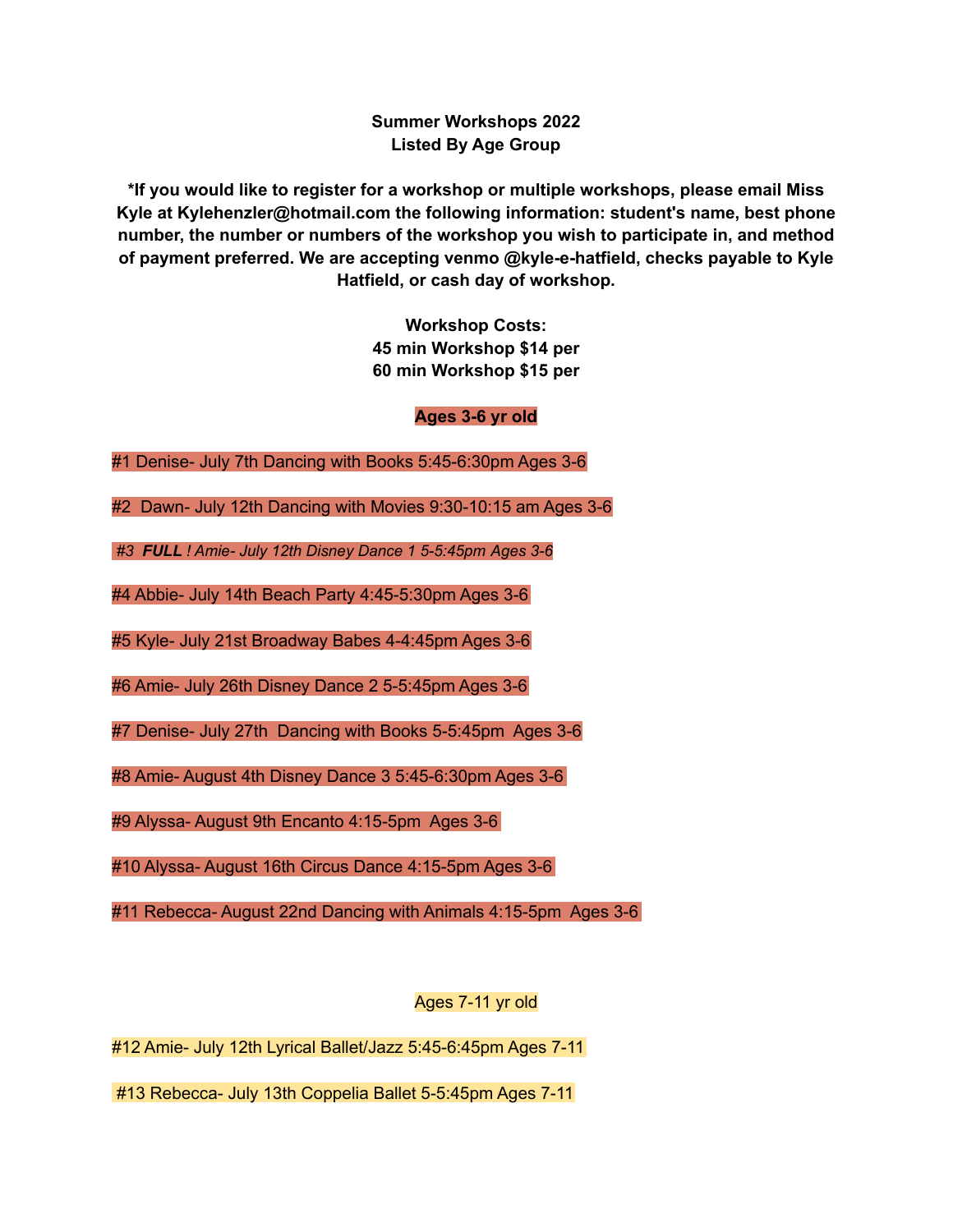**Summer Workshops 2022**
**Listed By Age Group**

**\*If you would like to register for a workshop or multiple workshops, please email Miss Kyle at Kylehenzler@hotmail.com the following information: student's name, best phone number, the number or numbers of the workshop you wish to participate in, and method of payment preferred. We are accepting venmo @kyle-e-hatfield, checks payable to Kyle Hatfield, or cash day of workshop.**

**Workshop Costs:**
**45 min Workshop $14 per**
**60 min Workshop $15 per**

**Ages 3-6 yr old**

#1 Denise- July 7th Dancing with Books 5:45-6:30pm Ages 3-6

#2 Dawn- July 12th Dancing with Movies 9:30-10:15 am Ages 3-6

*#3 **FULL** ! Amie- July 12th Disney Dance 1 5-5:45pm Ages 3-6*

#4 Abbie- July 14th Beach Party 4:45-5:30pm Ages 3-6

#5 Kyle- July 21st Broadway Babes 4-4:45pm Ages 3-6

#6 Amie- July 26th Disney Dance 2 5-5:45pm Ages 3-6

#7 Denise- July 27th Dancing with Books 5-5:45pm Ages 3-6

#8 Amie- August 4th Disney Dance 3 5:45-6:30pm Ages 3-6

#9 Alyssa- August 9th Encanto 4:15-5pm Ages 3-6

#10 Alyssa- August 16th Circus Dance 4:15-5pm Ages 3-6

#11 Rebecca- August 22nd Dancing with Animals 4:15-5pm Ages 3-6

Ages 7-11 yr old

#12 Amie- July 12th Lyrical Ballet/Jazz 5:45-6:45pm Ages 7-11

#13 Rebecca- July 13th Coppelia Ballet 5-5:45pm Ages 7-11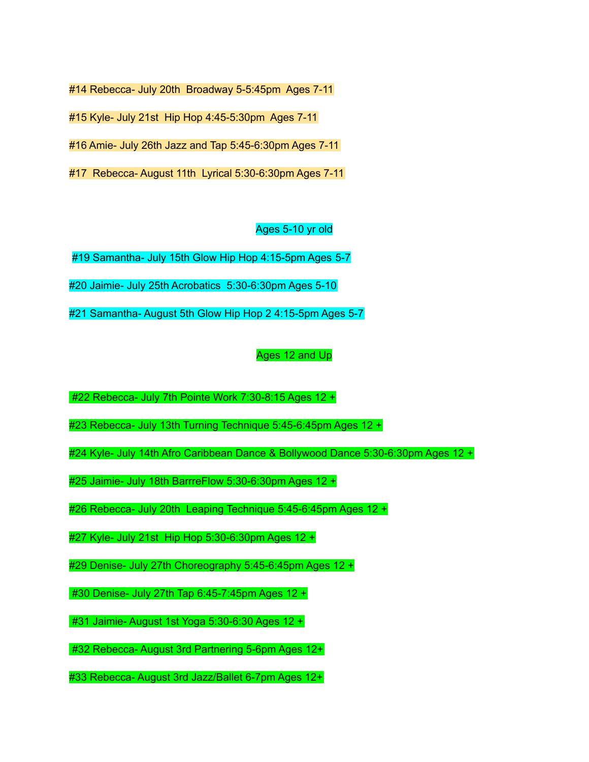#14 Rebecca- July 20th Broadway 5-5:45pm Ages 7-11

#15 Kyle- July 21st Hip Hop 4:45-5:30pm Ages 7-11

#16 Amie- July 26th Jazz and Tap 5:45-6:30pm Ages 7-11

#17 Rebecca- August 11th Lyrical 5:30-6:30pm Ages 7-11

Ages 5-10 yr old

#19 Samantha- July 15th Glow Hip Hop 4:15-5pm Ages 5-7

#20 Jaimie- July 25th Acrobatics 5:30-6:30pm Ages 5-10

#21 Samantha- August 5th Glow Hip Hop 2 4:15-5pm Ages 5-7

Ages 12 and Up

#22 Rebecca- July 7th Pointe Work 7:30-8:15 Ages 12 +

#23 Rebecca- July 13th Turning Technique 5:45-6:45pm Ages 12 +

#24 Kyle- July 14th Afro Caribbean Dance & Bollywood Dance 5:30-6:30pm Ages 12 +

#25 Jaimie- July 18th BarrreFlow 5:30-6:30pm Ages 12 +

#26 Rebecca- July 20th Leaping Technique 5:45-6:45pm Ages 12 +

#27 Kyle- July 21st Hip Hop 5:30-6:30pm Ages 12 +

#29 Denise- July 27th Choreography 5:45-6:45pm Ages 12 +

#30 Denise- July 27th Tap 6:45-7:45pm Ages 12 +

#31 Jaimie- August 1st Yoga 5:30-6:30 Ages 12 +

#32 Rebecca- August 3rd Partnering 5-6pm Ages 12+

#33 Rebecca- August 3rd Jazz/Ballet 6-7pm Ages 12+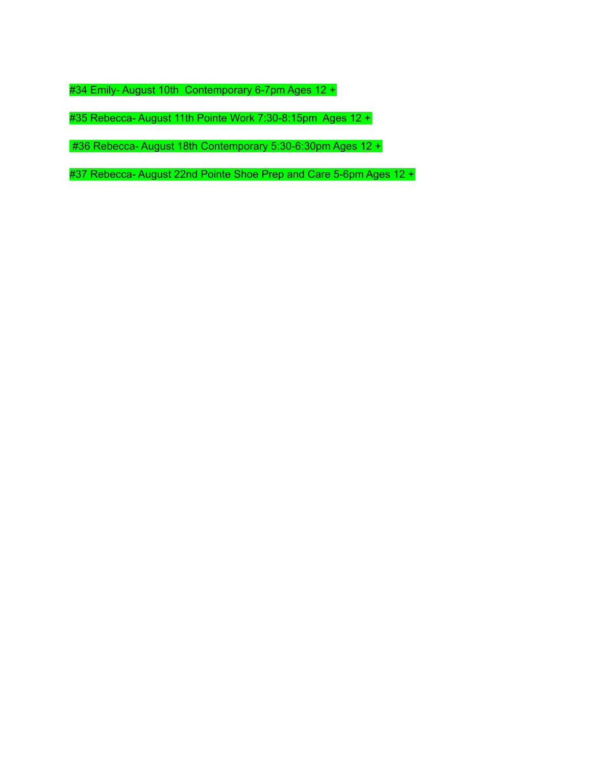#34 Emily- August 10th  Contemporary 6-7pm Ages 12 +

#35 Rebecca- August 11th Pointe Work 7:30-8:15pm  Ages 12 +

#36 Rebecca- August 18th Contemporary 5:30-6:30pm Ages 12 +

#37 Rebecca- August 22nd Pointe Shoe Prep and Care 5-6pm Ages 12 +